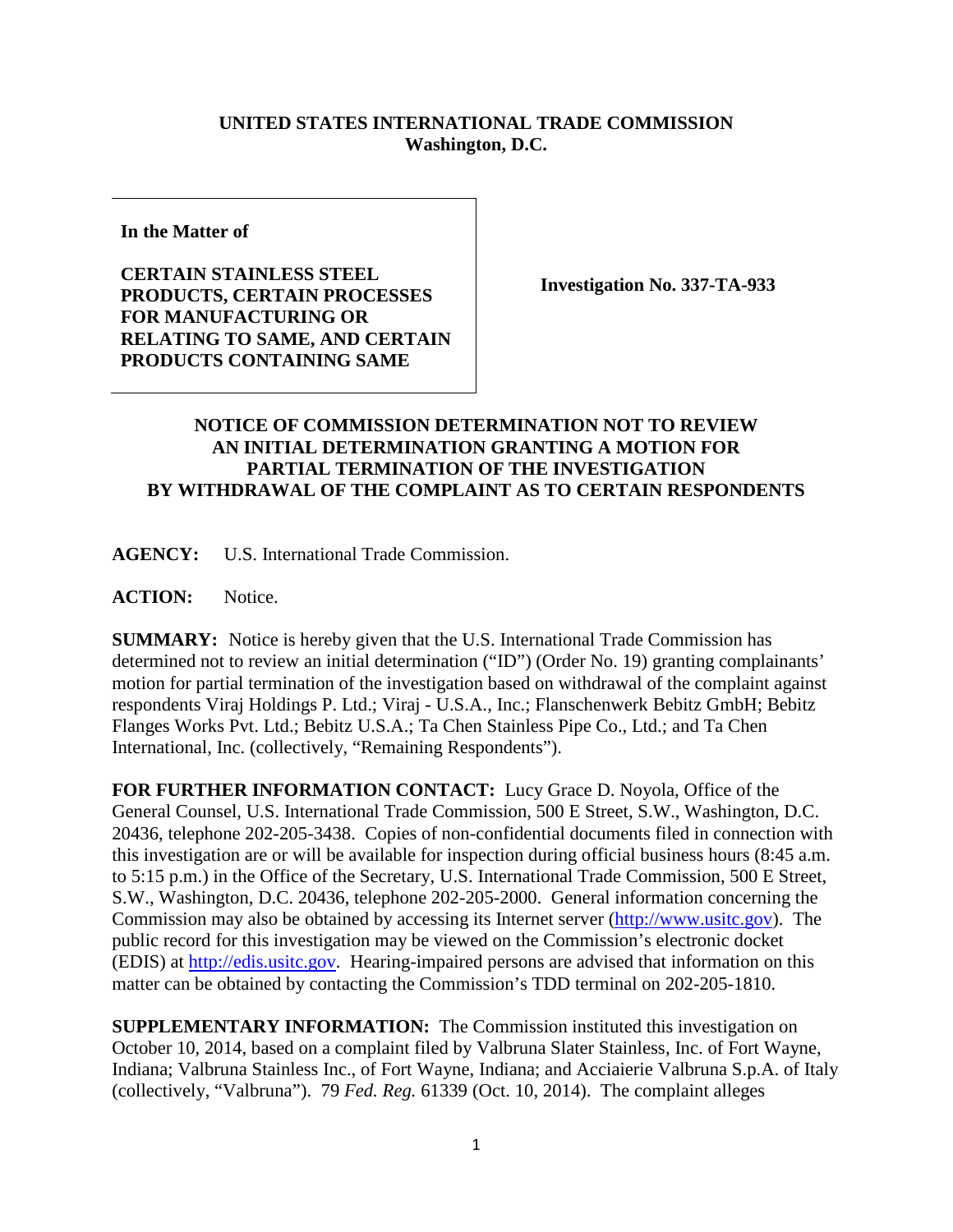**UNITED STATES INTERNATIONAL TRADE COMMISSION**
**Washington, D.C.**

| In the Matter of<br><br>CERTAIN STAINLESS STEEL PRODUCTS, CERTAIN PROCESSES FOR MANUFACTURING OR RELATING TO SAME, AND CERTAIN PRODUCTS CONTAINING SAME | Investigation No. 337-TA-933 |
|---|---|

## NOTICE OF COMMISSION DETERMINATION NOT TO REVIEW AN INITIAL DETERMINATION GRANTING A MOTION FOR PARTIAL TERMINATION OF THE INVESTIGATION BY WITHDRAWAL OF THE COMPLAINT AS TO CERTAIN RESPONDENTS

**AGENCY:** U.S. International Trade Commission.

**ACTION:** Notice.

**SUMMARY:** Notice is hereby given that the U.S. International Trade Commission has determined not to review an initial determination ("ID") (Order No. 19) granting complainants' motion for partial termination of the investigation based on withdrawal of the complaint against respondents Viraj Holdings P. Ltd.; Viraj - U.S.A., Inc.; Flanschenwerk Bebitz GmbH; Bebitz Flanges Works Pvt. Ltd.; Bebitz U.S.A.; Ta Chen Stainless Pipe Co., Ltd.; and Ta Chen International, Inc. (collectively, "Remaining Respondents").

**FOR FURTHER INFORMATION CONTACT:** Lucy Grace D. Noyola, Office of the General Counsel, U.S. International Trade Commission, 500 E Street, S.W., Washington, D.C. 20436, telephone 202-205-3438. Copies of non-confidential documents filed in connection with this investigation are or will be available for inspection during official business hours (8:45 a.m. to 5:15 p.m.) in the Office of the Secretary, U.S. International Trade Commission, 500 E Street, S.W., Washington, D.C. 20436, telephone 202-205-2000. General information concerning the Commission may also be obtained by accessing its Internet server (http://www.usitc.gov). The public record for this investigation may be viewed on the Commission's electronic docket (EDIS) at http://edis.usitc.gov. Hearing-impaired persons are advised that information on this matter can be obtained by contacting the Commission's TDD terminal on 202-205-1810.

**SUPPLEMENTARY INFORMATION:** The Commission instituted this investigation on October 10, 2014, based on a complaint filed by Valbruna Slater Stainless, Inc. of Fort Wayne, Indiana; Valbruna Stainless Inc., of Fort Wayne, Indiana; and Acciaierie Valbruna S.p.A. of Italy (collectively, "Valbruna"). 79 *Fed. Reg.* 61339 (Oct. 10, 2014). The complaint alleges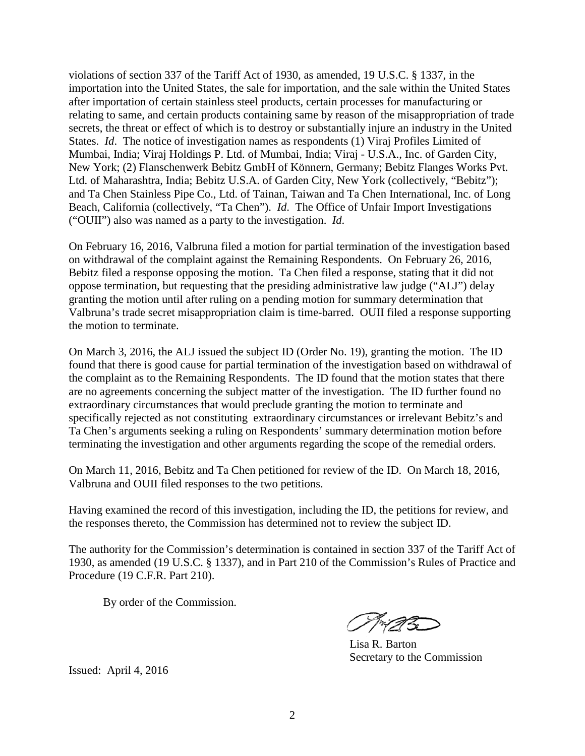violations of section 337 of the Tariff Act of 1930, as amended, 19 U.S.C. § 1337, in the importation into the United States, the sale for importation, and the sale within the United States after importation of certain stainless steel products, certain processes for manufacturing or relating to same, and certain products containing same by reason of the misappropriation of trade secrets, the threat or effect of which is to destroy or substantially injure an industry in the United States. *Id*. The notice of investigation names as respondents (1) Viraj Profiles Limited of Mumbai, India; Viraj Holdings P. Ltd. of Mumbai, India; Viraj - U.S.A., Inc. of Garden City, New York; (2) Flanschenwerk Bebitz GmbH of Könnern, Germany; Bebitz Flanges Works Pvt. Ltd. of Maharashtra, India; Bebitz U.S.A. of Garden City, New York (collectively, "Bebitz"); and Ta Chen Stainless Pipe Co., Ltd. of Tainan, Taiwan and Ta Chen International, Inc. of Long Beach, California (collectively, "Ta Chen"). *Id*. The Office of Unfair Import Investigations ("OUII") also was named as a party to the investigation. *Id*.

On February 16, 2016, Valbruna filed a motion for partial termination of the investigation based on withdrawal of the complaint against the Remaining Respondents. On February 26, 2016, Bebitz filed a response opposing the motion. Ta Chen filed a response, stating that it did not oppose termination, but requesting that the presiding administrative law judge ("ALJ") delay granting the motion until after ruling on a pending motion for summary determination that Valbruna's trade secret misappropriation claim is time-barred. OUII filed a response supporting the motion to terminate.

On March 3, 2016, the ALJ issued the subject ID (Order No. 19), granting the motion. The ID found that there is good cause for partial termination of the investigation based on withdrawal of the complaint as to the Remaining Respondents. The ID found that the motion states that there are no agreements concerning the subject matter of the investigation. The ID further found no extraordinary circumstances that would preclude granting the motion to terminate and specifically rejected as not constituting extraordinary circumstances or irrelevant Bebitz's and Ta Chen's arguments seeking a ruling on Respondents' summary determination motion before terminating the investigation and other arguments regarding the scope of the remedial orders.

On March 11, 2016, Bebitz and Ta Chen petitioned for review of the ID. On March 18, 2016, Valbruna and OUII filed responses to the two petitions.

Having examined the record of this investigation, including the ID, the petitions for review, and the responses thereto, the Commission has determined not to review the subject ID.

The authority for the Commission's determination is contained in section 337 of the Tariff Act of 1930, as amended (19 U.S.C. § 1337), and in Part 210 of the Commission's Rules of Practice and Procedure (19 C.F.R. Part 210).

By order of the Commission.

Lisa R. Barton
Secretary to the Commission

Issued: April 4, 2016